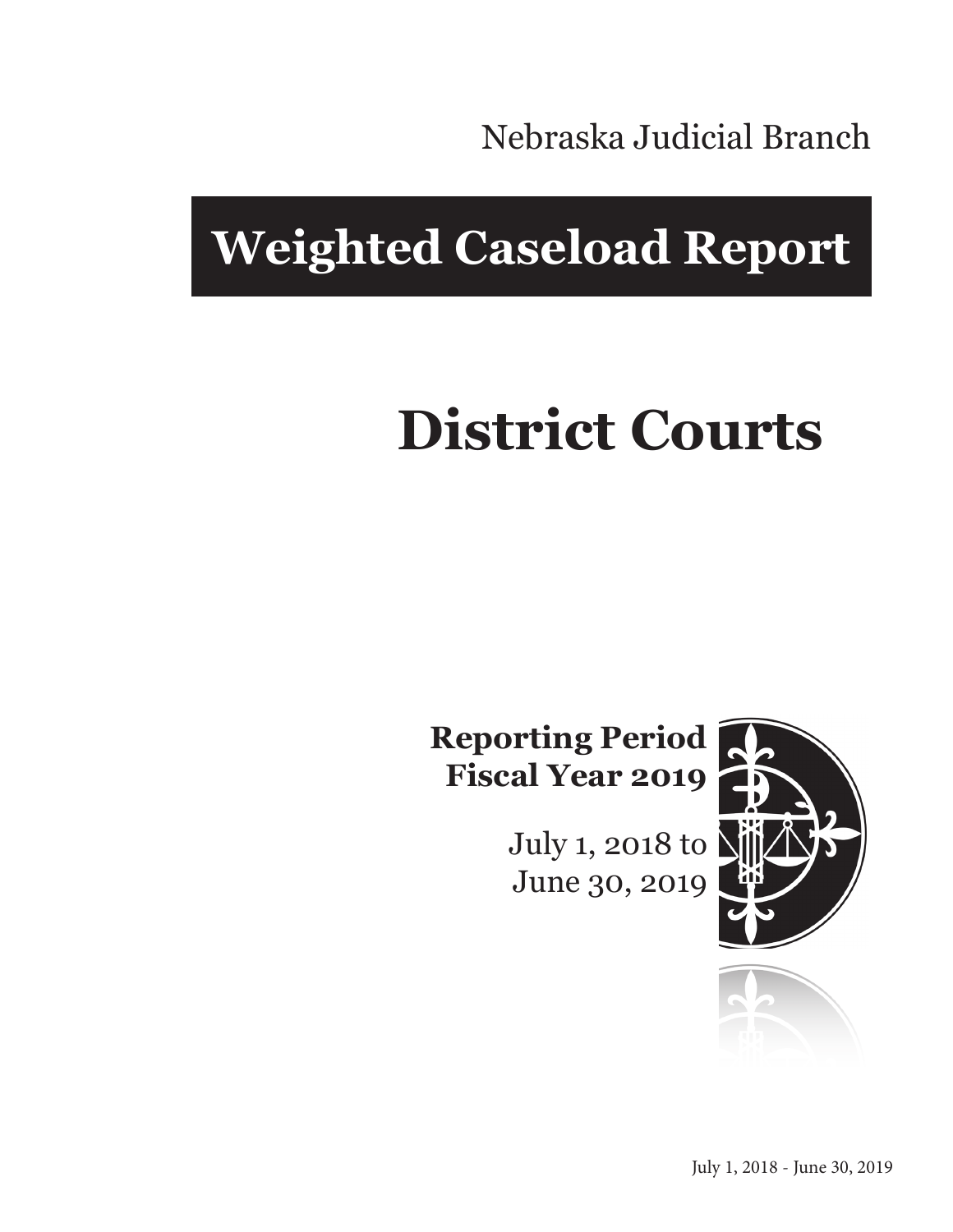Nebraska Judicial Branch

# Weighted Caseload Report

# District Courts

**Reporting Period**
**Fiscal Year 2019**

July 1, 2018 to
June 30, 2019

July 1, 2018 - June 30, 2019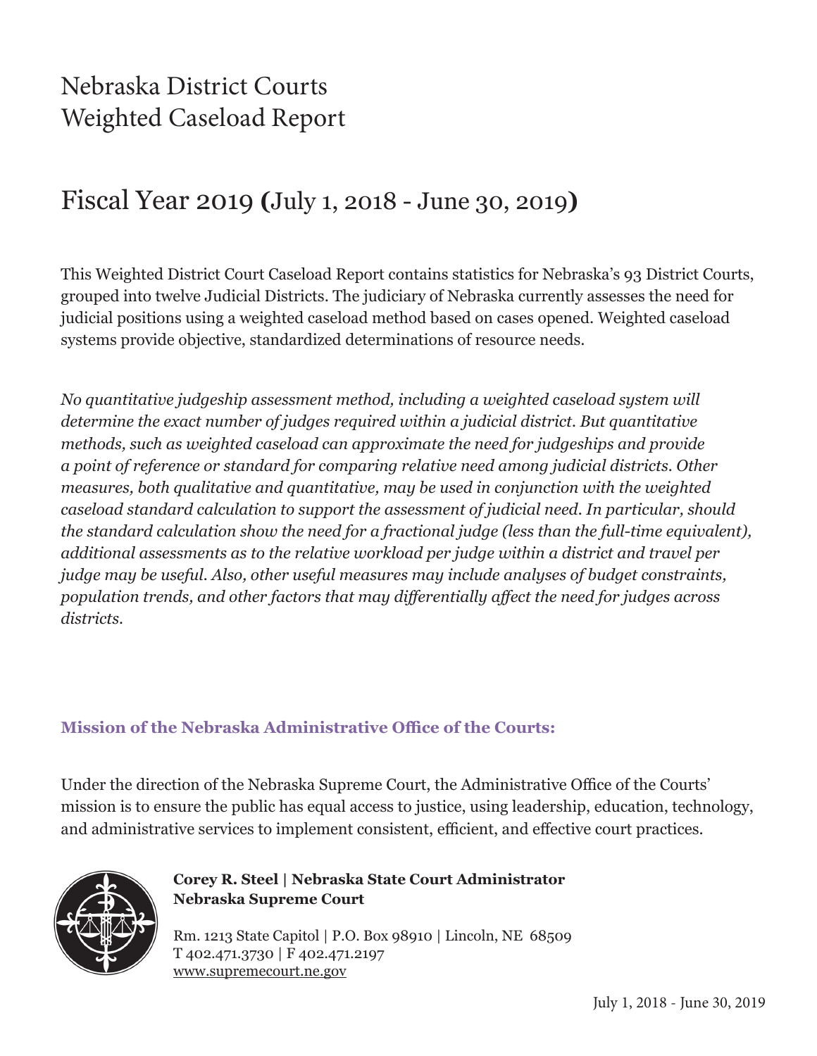# Nebraska District Courts
# Weighted Caseload Report

## Fiscal Year 2019 (July 1, 2018 - June 30, 2019)

This Weighted District Court Caseload Report contains statistics for Nebraska's 93 District Courts, grouped into twelve Judicial Districts. The judiciary of Nebraska currently assesses the need for judicial positions using a weighted caseload method based on cases opened. Weighted caseload systems provide objective, standardized determinations of resource needs.

*No quantitative judgeship assessment method, including a weighted caseload system will determine the exact number of judges required within a judicial district. But quantitative methods, such as weighted caseload can approximate the need for judgeships and provide a point of reference or standard for comparing relative need among judicial districts. Other measures, both qualitative and quantitative, may be used in conjunction with the weighted caseload standard calculation to support the assessment of judicial need. In particular, should the standard calculation show the need for a fractional judge (less than the full-time equivalent), additional assessments as to the relative workload per judge within a district and travel per judge may be useful. Also, other useful measures may include analyses of budget constraints, population trends, and other factors that may differentially affect the need for judges across districts.*

### Mission of the Nebraska Administrative Office of the Courts:

Under the direction of the Nebraska Supreme Court, the Administrative Office of the Courts' mission is to ensure the public has equal access to justice, using leadership, education, technology, and administrative services to implement consistent, efficient, and effective court practices.

**Corey R. Steel | Nebraska State Court Administrator**
**Nebraska Supreme Court**

Rm. 1213 State Capitol | P.O. Box 98910 | Lincoln, NE 68509
T 402.471.3730 | F 402.471.2197
www.supremecourt.ne.gov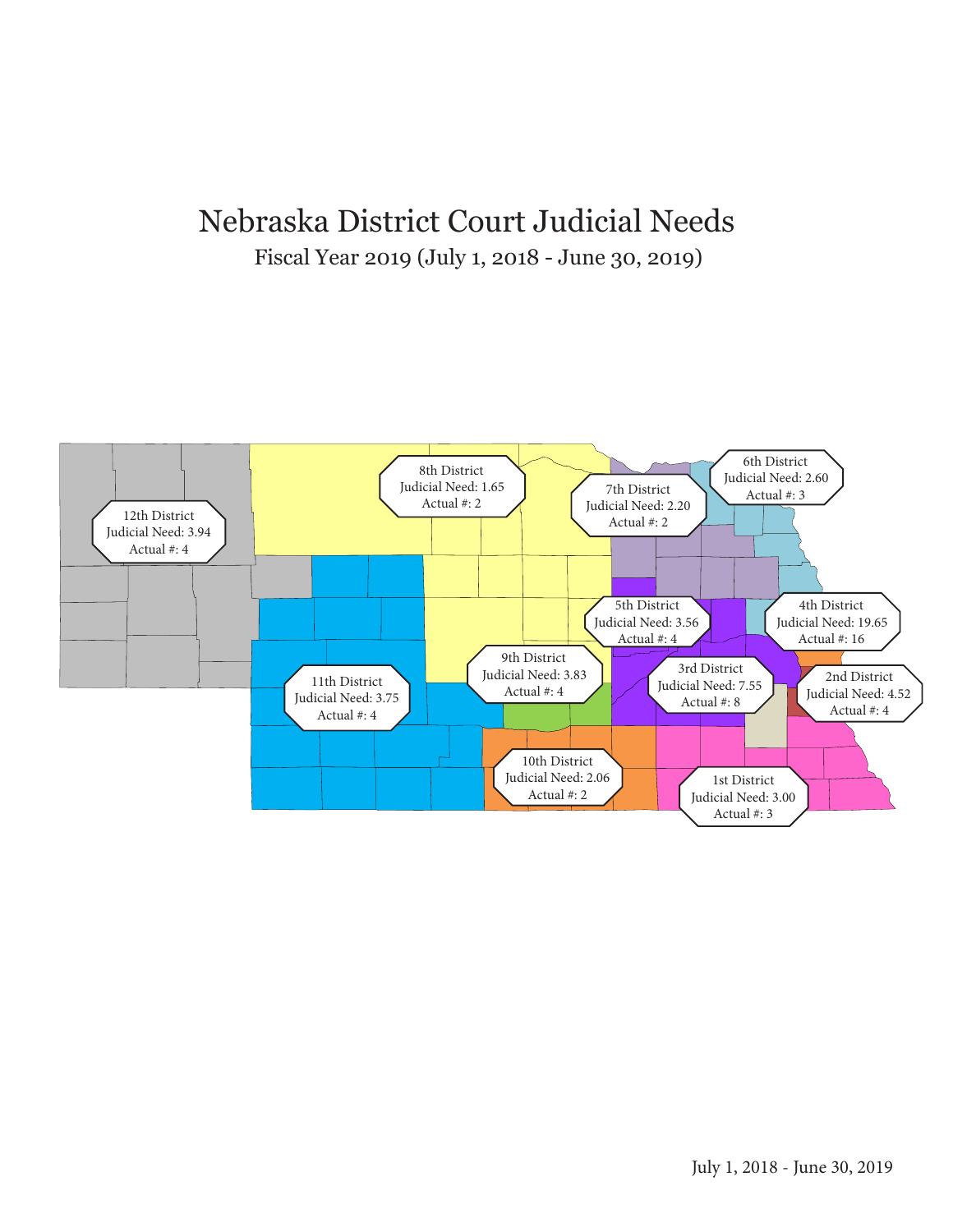# Nebraska District Court Judicial Needs

Fiscal Year 2019 (July 1, 2018 - June 30, 2019)

12th District
Judicial Need: 3.94
Actual #: 4

8th District
Judicial Need: 1.65
Actual #: 2

7th District
Judicial Need: 2.20
Actual #: 2

6th District
Judicial Need: 2.60
Actual #: 3

5th District
Judicial Need: 3.56
Actual #: 4

4th District
Judicial Need: 19.65
Actual #: 16

9th District
Judicial Need: 3.83
Actual #: 4

3rd District
Judicial Need: 7.55
Actual #: 8

2nd District
Judicial Need: 4.52
Actual #: 4

11th District
Judicial Need: 3.75
Actual #: 4

10th District
Judicial Need: 2.06
Actual #: 2

1st District
Judicial Need: 3.00
Actual #: 3

July 1, 2018 - June 30, 2019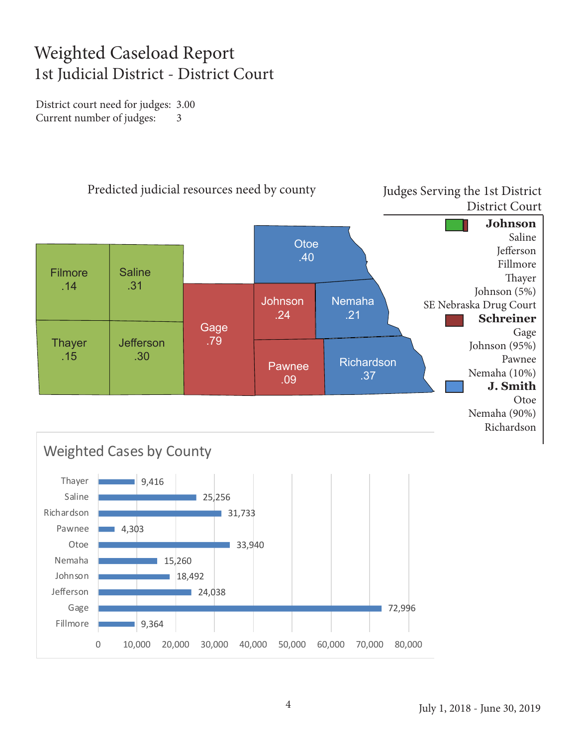# Weighted Caseload Report

## 1st Judicial District - District Court

District court need for judges: 3.00
Current number of judges: 3

### Predicted judicial resources need by county

| County | Need |
| --- | --- |
| Filmore | .14 |
| Saline | .31 |
| Thayer | .15 |
| Jefferson | .30 |
| Gage | .79 |
| Otoe | .40 |
| Johnson | .24 |
| Nemaha | .21 |
| Pawnee | .09 |
| Richardson | .37 |

### Judges Serving the 1st District District Court

**Johnson**
- Saline
- Jefferson
- Fillmore
- Thayer
- Johnson (5%)
- SE Nebraska Drug Court

**Schreiner**
- Gage
- Johnson (95%)
- Pawnee
- Nemaha (10%)

**J. Smith**
- Otoe
- Nemaha (90%)
- Richardson

### Weighted Cases by County

| County | Weighted Cases |
| --- | --- |
| Thayer | 9,416 |
| Saline | 25,256 |
| Richardson | 31,733 |
| Pawnee | 4,303 |
| Otoe | 33,940 |
| Nemaha | 15,260 |
| Johnson | 18,492 |
| Jefferson | 24,038 |
| Gage | 72,996 |
| Fillmore | 9,364 |

July 1, 2018 - June 30, 2019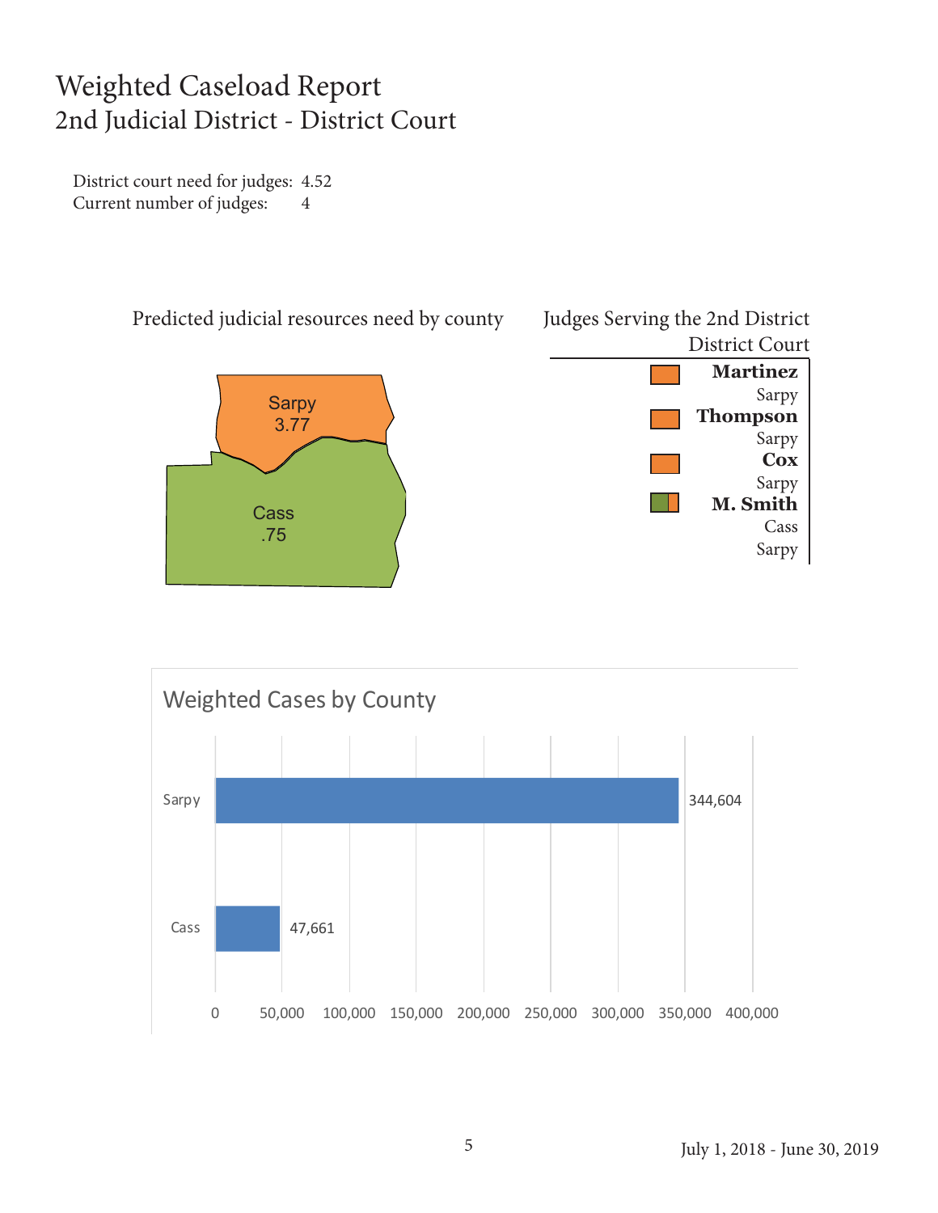# Weighted Caseload Report
## 2nd Judicial District - District Court

District court need for judges: 4.52
Current number of judges: 4

Predicted judicial resources need by county

| County | Need |
|---|---|
| Sarpy | 3.77 |
| Cass | .75 |

Judges Serving the 2nd District District Court

| Judge | County |
|---|---|
| **Martinez** | Sarpy |
| **Thompson** | Sarpy |
| **Cox** | Sarpy |
| **M. Smith** | Cass, Sarpy |

### Weighted Cases by County

| County | Weighted Cases |
|---|---|
| Sarpy | 344,604 |
| Cass | 47,661 |

July 1, 2018 - June 30, 2019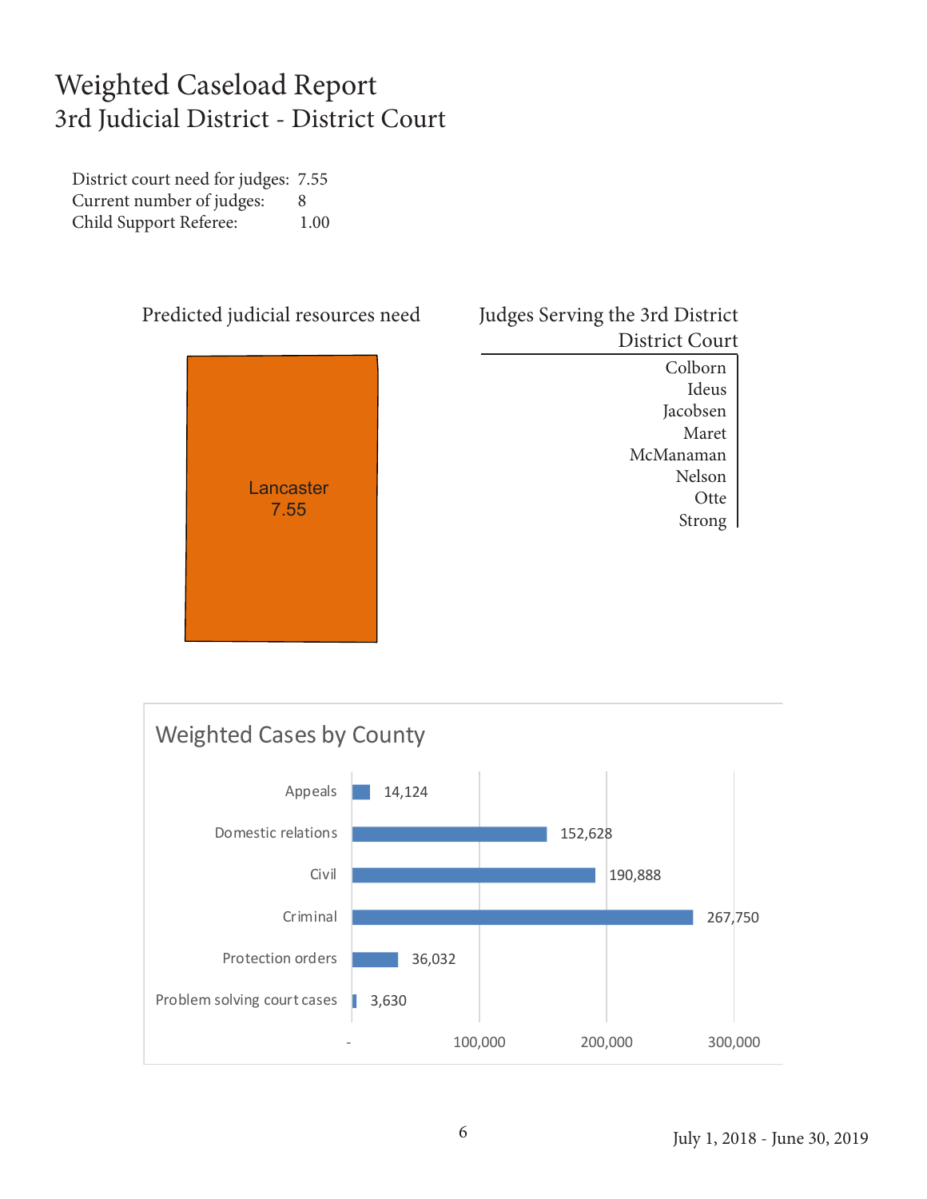# Weighted Caseload Report
## 3rd Judicial District - District Court

District court need for judges: 7.55
Current number of judges: 8
Child Support Referee: 1.00

Predicted judicial resources need

Lancaster
7.55

| Judges Serving the 3rd District District Court |
|---|
| Colborn |
| Ideus |
| Jacobsen |
| Maret |
| McManaman |
| Nelson |
| Otte |
| Strong |

### Weighted Cases by County

| Case Type | Weighted Cases |
|---|---|
| Appeals | 14,124 |
| Domestic relations | 152,628 |
| Civil | 190,888 |
| Criminal | 267,750 |
| Protection orders | 36,032 |
| Problem solving court cases | 3,630 |

July 1, 2018 - June 30, 2019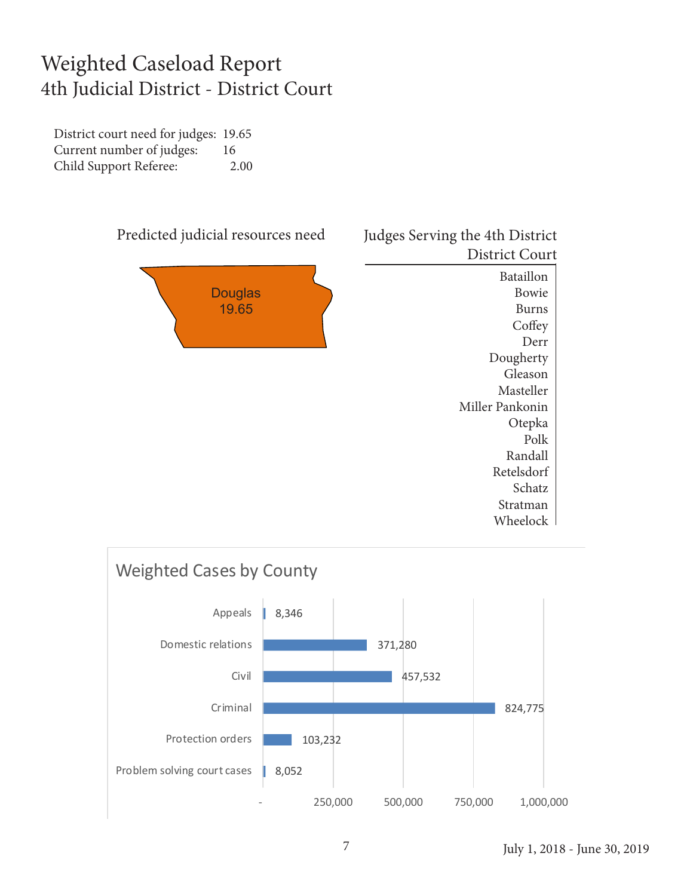# Weighted Caseload Report
## 4th Judicial District - District Court

District court need for judges: 19.65
Current number of judges: 16
Child Support Referee: 2.00

Predicted judicial resources need

Douglas
19.65

| Judges Serving the 4th District District Court |
|---|
| Bataillon |
| Bowie |
| Burns |
| Coffey |
| Derr |
| Dougherty |
| Gleason |
| Masteller |
| Miller Pankonin |
| Otepka |
| Polk |
| Randall |
| Retelsdorf |
| Schatz |
| Stratman |
| Wheelock |

### Weighted Cases by County

| Case Type | Weighted Cases |
|---|---|
| Appeals | 8,346 |
| Domestic relations | 371,280 |
| Civil | 457,532 |
| Criminal | 824,775 |
| Protection orders | 103,232 |
| Problem solving court cases | 8,052 |

July 1, 2018 - June 30, 2019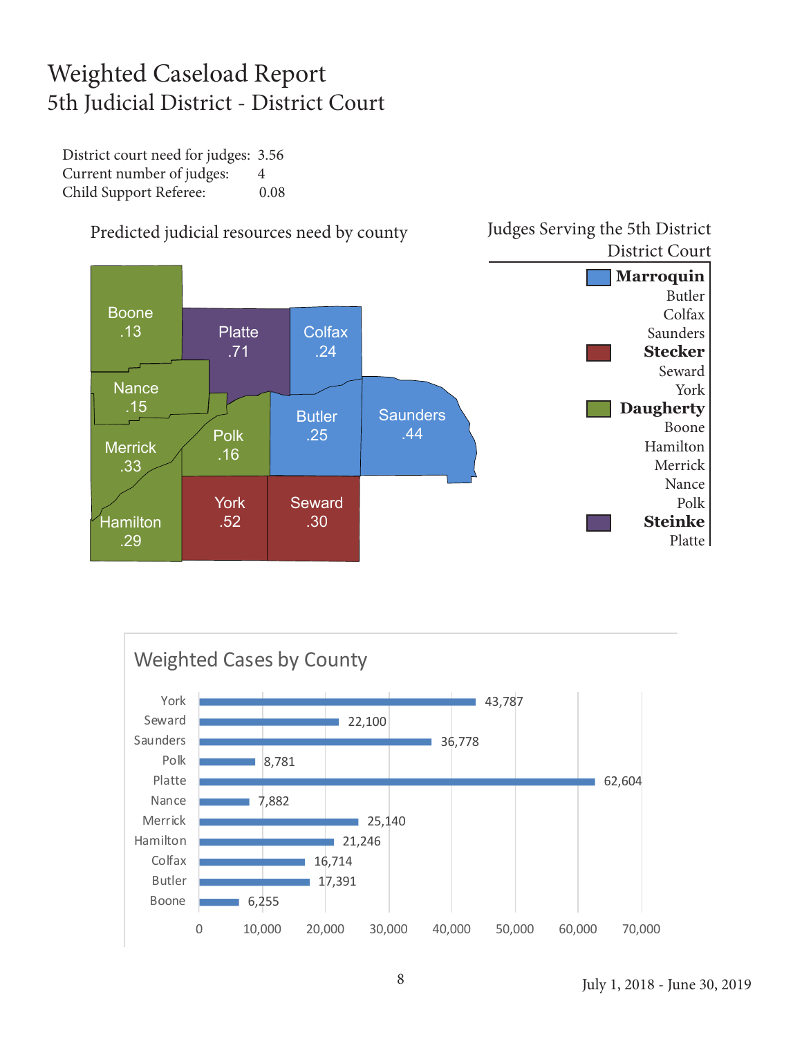# Weighted Caseload Report

## 5th Judicial District - District Court

District court need for judges: 3.56
Current number of judges: 4
Child Support Referee: 0.08

### Predicted judicial resources need by county

| County | Need |
|---|---|
| Boone | .13 |
| Platte | .71 |
| Colfax | .24 |
| Nance | .15 |
| Merrick | .33 |
| Polk | .16 |
| Butler | .25 |
| Saunders | .44 |
| Hamilton | .29 |
| York | .52 |
| Seward | .30 |

### Judges Serving the 5th District District Court

**Marroquin**
Butler
Colfax
Saunders

**Stecker**
Seward
York

**Daugherty**
Boone
Hamilton
Merrick
Nance
Polk

**Steinke**
Platte

### Weighted Cases by County

| County | Weighted Cases |
|---|---|
| York | 43,787 |
| Seward | 22,100 |
| Saunders | 36,778 |
| Polk | 8,781 |
| Platte | 62,604 |
| Nance | 7,882 |
| Merrick | 25,140 |
| Hamilton | 21,246 |
| Colfax | 16,714 |
| Butler | 17,391 |
| Boone | 6,255 |

July 1, 2018 - June 30, 2019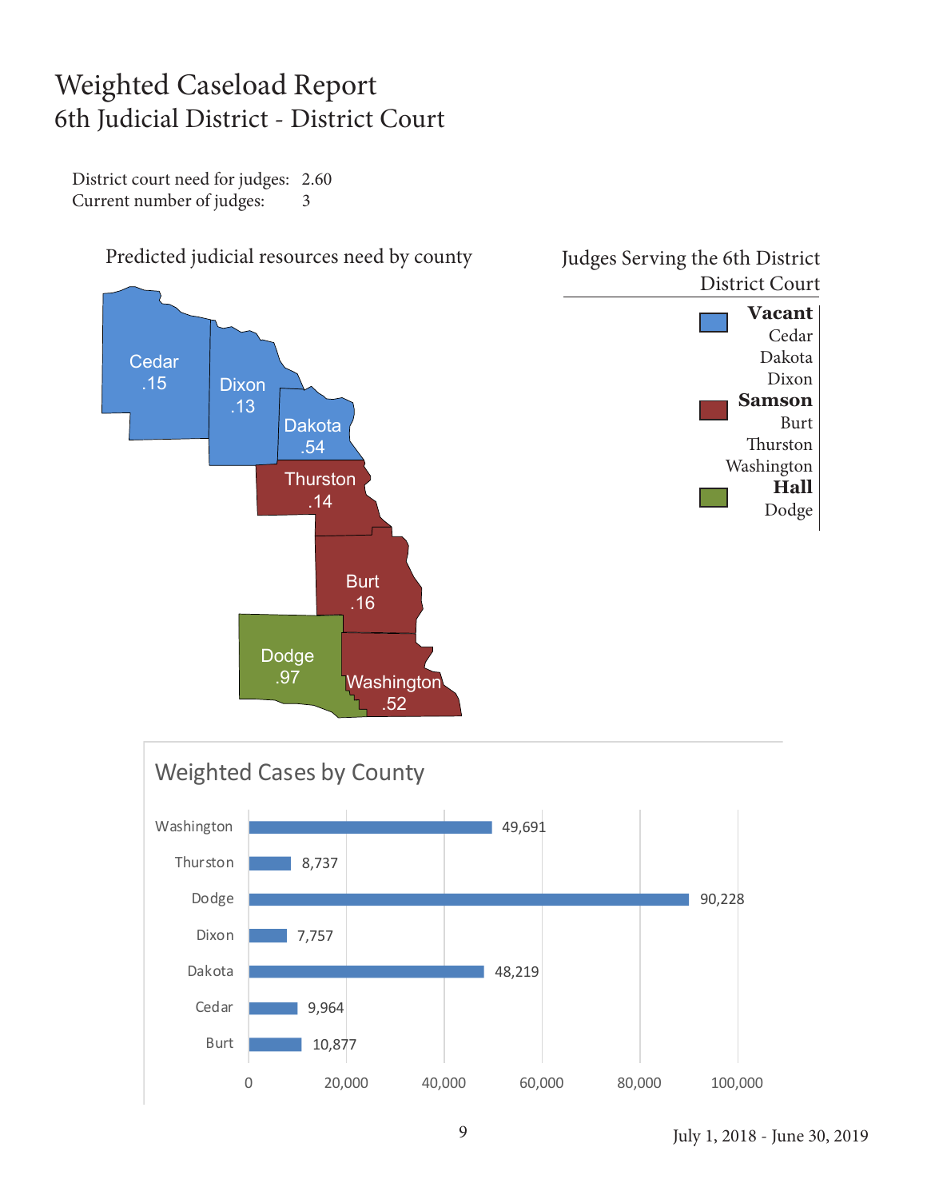# Weighted Caseload Report
## 6th Judicial District - District Court

District court need for judges: 2.60
Current number of judges: 3

### Predicted judicial resources need by county

| County | Need |
| --- | --- |
| Cedar | .15 |
| Dixon | .13 |
| Dakota | .54 |
| Thurston | .14 |
| Burt | .16 |
| Dodge | .97 |
| Washington | .52 |

### Judges Serving the 6th District District Court

**Vacant**
Cedar
Dakota
Dixon

**Samson**
Burt
Thurston
Washington

**Hall**
Dodge

### Weighted Cases by County

| County | Weighted Cases |
| --- | --- |
| Washington | 49,691 |
| Thurston | 8,737 |
| Dodge | 90,228 |
| Dixon | 7,757 |
| Dakota | 48,219 |
| Cedar | 9,964 |
| Burt | 10,877 |

July 1, 2018 - June 30, 2019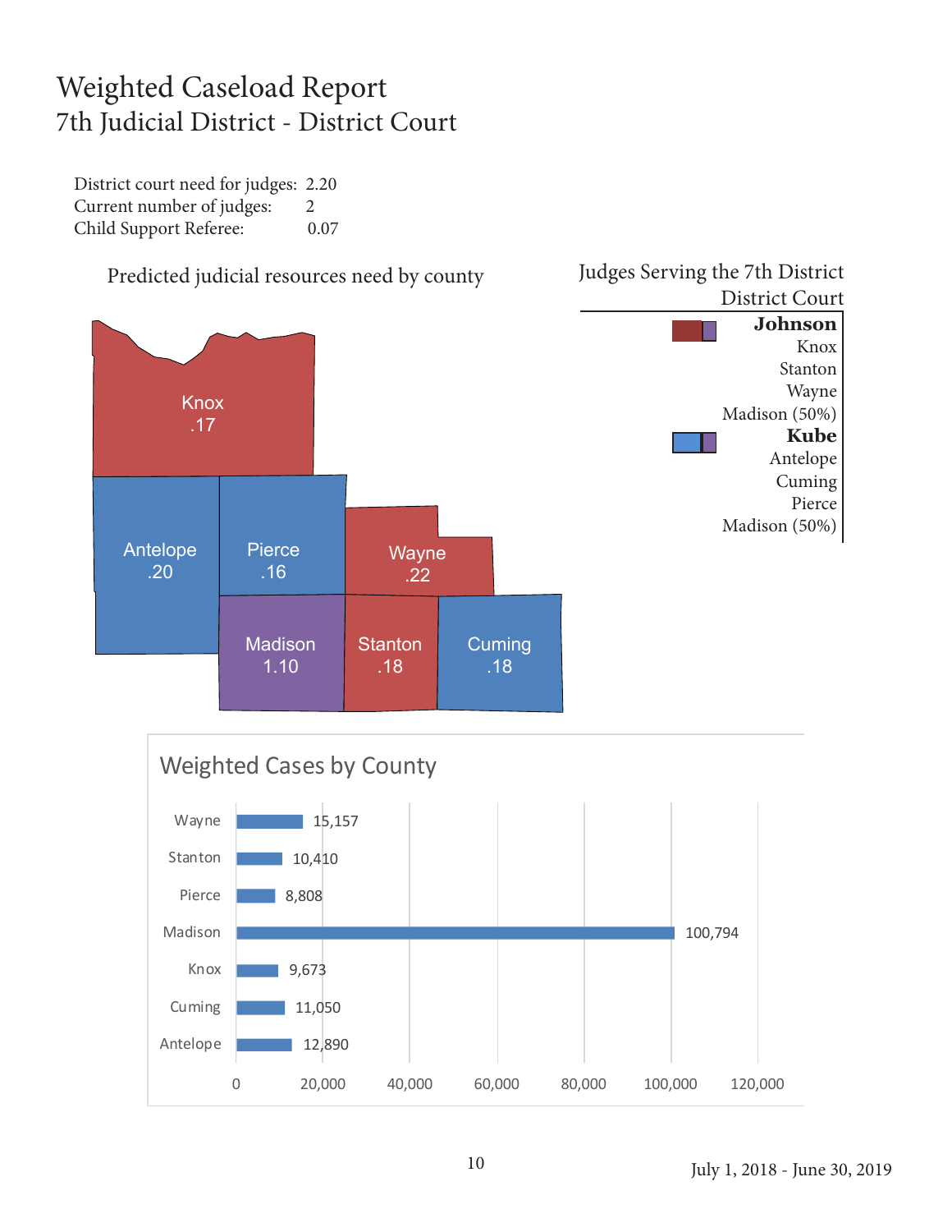# Weighted Caseload Report

## 7th Judicial District - District Court

District court need for judges: 2.20
Current number of judges: 2
Child Support Referee: 0.07

### Predicted judicial resources need by county

| County | Need |
|---|---|
| Knox | .17 |
| Antelope | .20 |
| Pierce | .16 |
| Wayne | .22 |
| Madison | 1.10 |
| Stanton | .18 |
| Cuming | .18 |

### Judges Serving the 7th District District Court

**Johnson**
Knox
Stanton
Wayne
Madison (50%)

**Kube**
Antelope
Cuming
Pierce
Madison (50%)

### Weighted Cases by County

| County | Weighted Cases |
|---|---|
| Wayne | 15,157 |
| Stanton | 10,410 |
| Pierce | 8,808 |
| Madison | 100,794 |
| Knox | 9,673 |
| Cuming | 11,050 |
| Antelope | 12,890 |

July 1, 2018 - June 30, 2019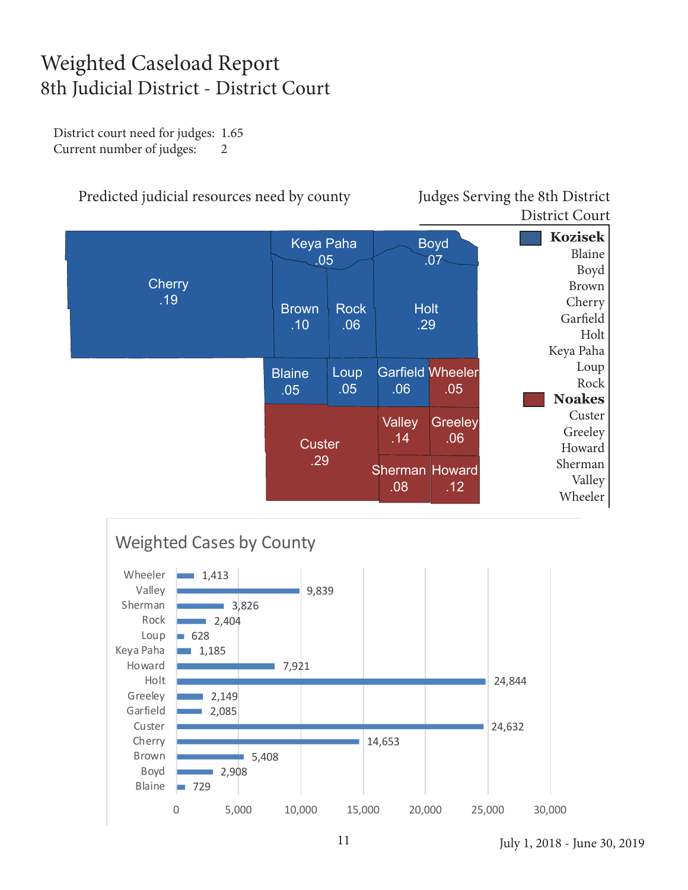# Weighted Caseload Report
## 8th Judicial District - District Court

District court need for judges: 1.65
Current number of judges: 2

### Predicted judicial resources need by county

| County | Need |
| --- | --- |
| Cherry | .19 |
| Keya Paha | .05 |
| Boyd | .07 |
| Brown | .10 |
| Rock | .06 |
| Holt | .29 |
| Blaine | .05 |
| Loup | .05 |
| Garfield | .06 |
| Wheeler | .05 |
| Custer | .29 |
| Valley | .14 |
| Greeley | .06 |
| Sherman | .08 |
| Howard | .12 |

### Judges Serving the 8th District District Court

**Kozisek**
Blaine
Boyd
Brown
Cherry
Garfield
Holt
Keya Paha
Loup
Rock

**Noakes**
Custer
Greeley
Howard
Sherman
Valley
Wheeler

### Weighted Cases by County

| County | Weighted Cases |
| --- | --- |
| Wheeler | 1,413 |
| Valley | 9,839 |
| Sherman | 3,826 |
| Rock | 2,404 |
| Loup | 628 |
| Keya Paha | 1,185 |
| Howard | 7,921 |
| Holt | 24,844 |
| Greeley | 2,149 |
| Garfield | 2,085 |
| Custer | 24,632 |
| Cherry | 14,653 |
| Brown | 5,408 |
| Boyd | 2,908 |
| Blaine | 729 |

July 1, 2018 - June 30, 2019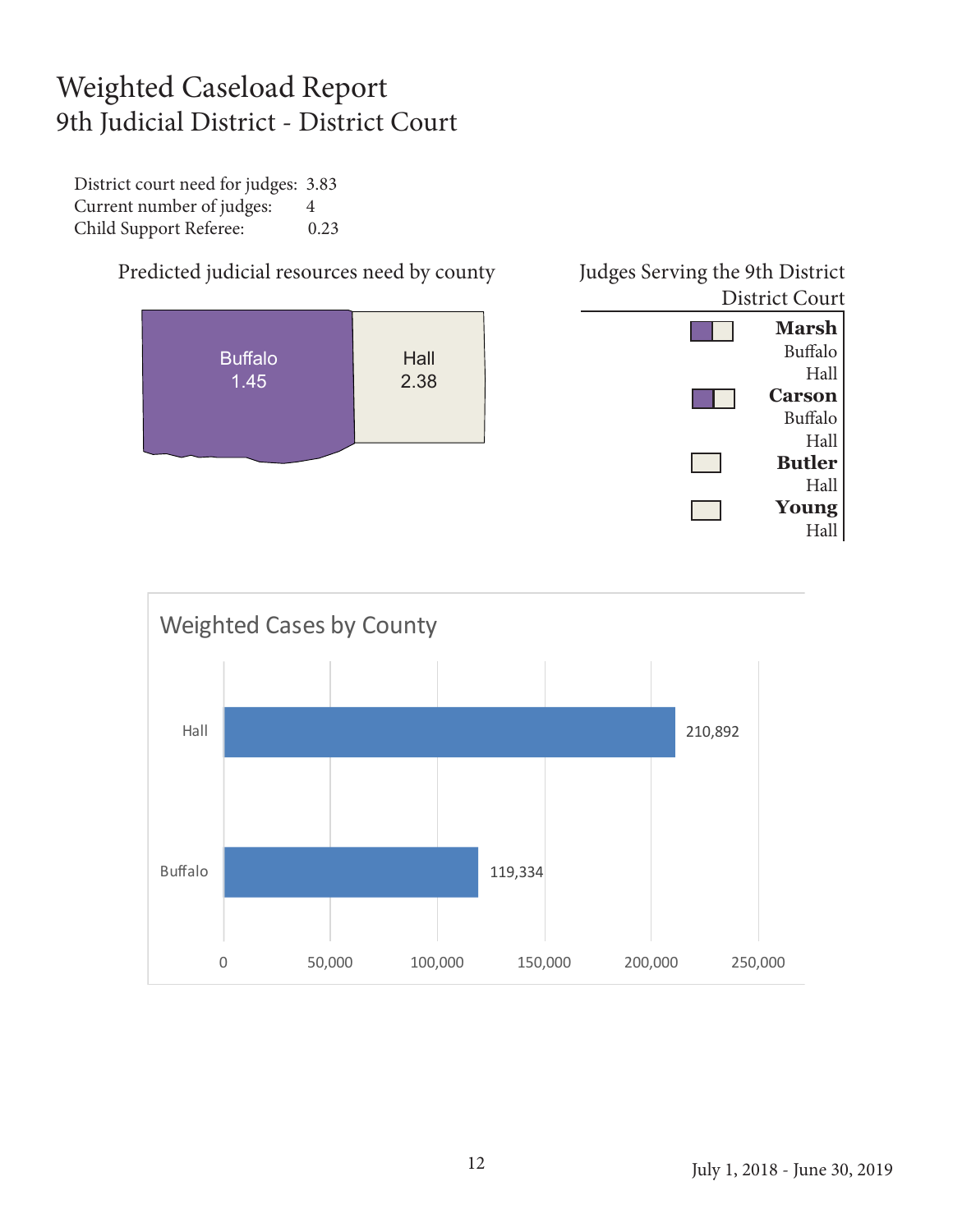# Weighted Caseload Report

## 9th Judicial District - District Court

District court need for judges: 3.83
Current number of judges: 4
Child Support Referee: 0.23

### Predicted judicial resources need by county

| County | Need |
|---|---|
| Buffalo | 1.45 |
| Hall | 2.38 |

### Judges Serving the 9th District District Court

**Marsh**
Buffalo
Hall

**Carson**
Buffalo
Hall

**Butler**
Hall

**Young**
Hall

### Weighted Cases by County

| County | Weighted Cases |
|---|---|
| Hall | 210,892 |
| Buffalo | 119,334 |

July 1, 2018 - June 30, 2019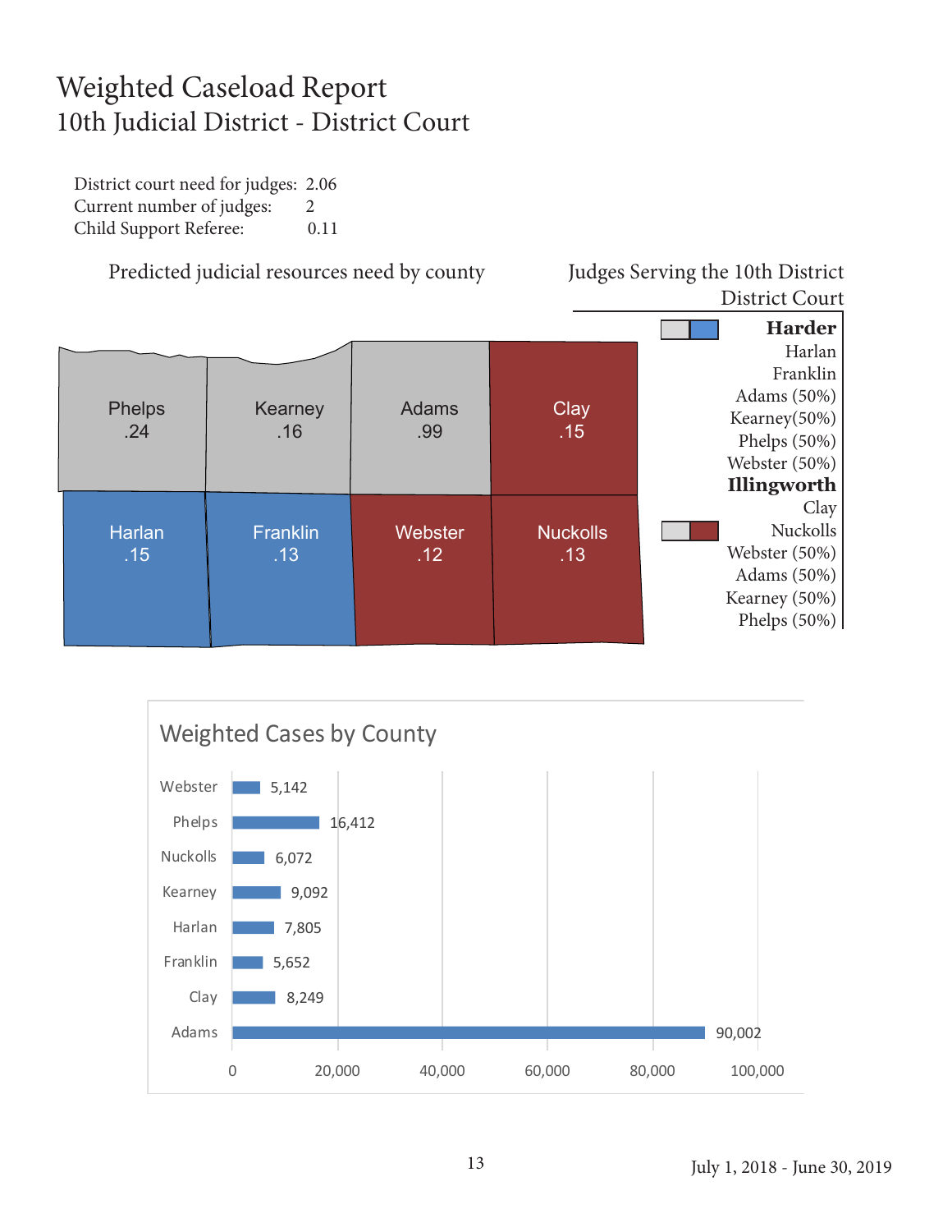# Weighted Caseload Report

## 10th Judicial District - District Court

District court need for judges: 2.06
Current number of judges: 2
Child Support Referee: 0.11

### Predicted judicial resources need by county

| Phelps .24 | Kearney .16 | Adams .99 | Clay .15 |
|---|---|---|---|
| Harlan .15 | Franklin .13 | Webster .12 | Nuckolls .13 |

### Judges Serving the 10th District District Court

**Harder**
Harlan
Franklin
Adams (50%)
Kearney(50%)
Phelps (50%)
Webster (50%)

**Illingworth**
Clay
Nuckolls
Webster (50%)
Adams (50%)
Kearney (50%)
Phelps (50%)

### Weighted Cases by County

| County | Weighted Cases |
|---|---|
| Webster | 5,142 |
| Phelps | 16,412 |
| Nuckolls | 6,072 |
| Kearney | 9,092 |
| Harlan | 7,805 |
| Franklin | 5,652 |
| Clay | 8,249 |
| Adams | 90,002 |

July 1, 2018 - June 30, 2019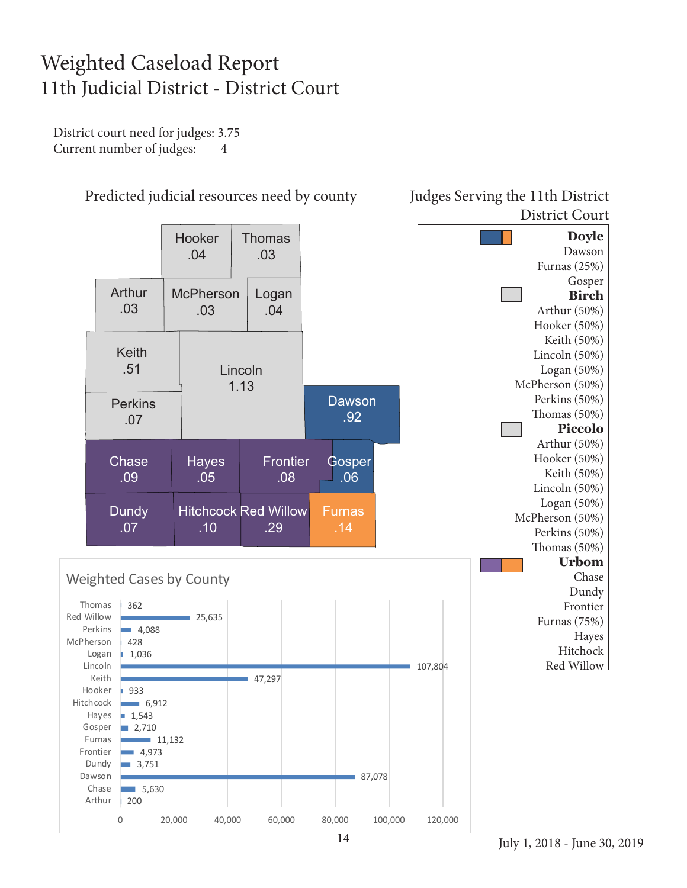# Weighted Caseload Report
## 11th Judicial District - District Court

District court need for judges: 3.75
Current number of judges: 4

### Predicted judicial resources need by county

| County | Need |
|---|---|
| Hooker | .04 |
| Thomas | .03 |
| Arthur | .03 |
| McPherson | .03 |
| Logan | .04 |
| Keith | .51 |
| Lincoln | 1.13 |
| Perkins | .07 |
| Dawson | .92 |
| Chase | .09 |
| Hayes | .05 |
| Frontier | .08 |
| Gosper | .06 |
| Dundy | .07 |
| Hitchcock | .10 |
| Red Willow | .29 |
| Furnas | .14 |

### Judges Serving the 11th District District Court

**Doyle**
- Dawson
- Furnas (25%)
- Gosper

**Birch**
- Arthur (50%)
- Hooker (50%)
- Keith (50%)
- Lincoln (50%)
- Logan (50%)
- McPherson (50%)
- Perkins (50%)
- Thomas (50%)

**Piccolo**
- Arthur (50%)
- Hooker (50%)
- Keith (50%)
- Lincoln (50%)
- Logan (50%)
- McPherson (50%)
- Perkins (50%)
- Thomas (50%)

**Urbom**
- Chase
- Dundy
- Frontier
- Furnas (75%)
- Hayes
- Hitchcock
- Red Willow

### Weighted Cases by County

| County | Weighted Cases |
|---|---|
| Thomas | 362 |
| Red Willow | 25,635 |
| Perkins | 4,088 |
| McPherson | 428 |
| Logan | 1,036 |
| Lincoln | 107,804 |
| Keith | 47,297 |
| Hooker | 933 |
| Hitchcock | 6,912 |
| Hayes | 1,543 |
| Gosper | 2,710 |
| Furnas | 11,132 |
| Frontier | 4,973 |
| Dundy | 3,751 |
| Dawson | 87,078 |
| Chase | 5,630 |
| Arthur | 200 |

July 1, 2018 - June 30, 2019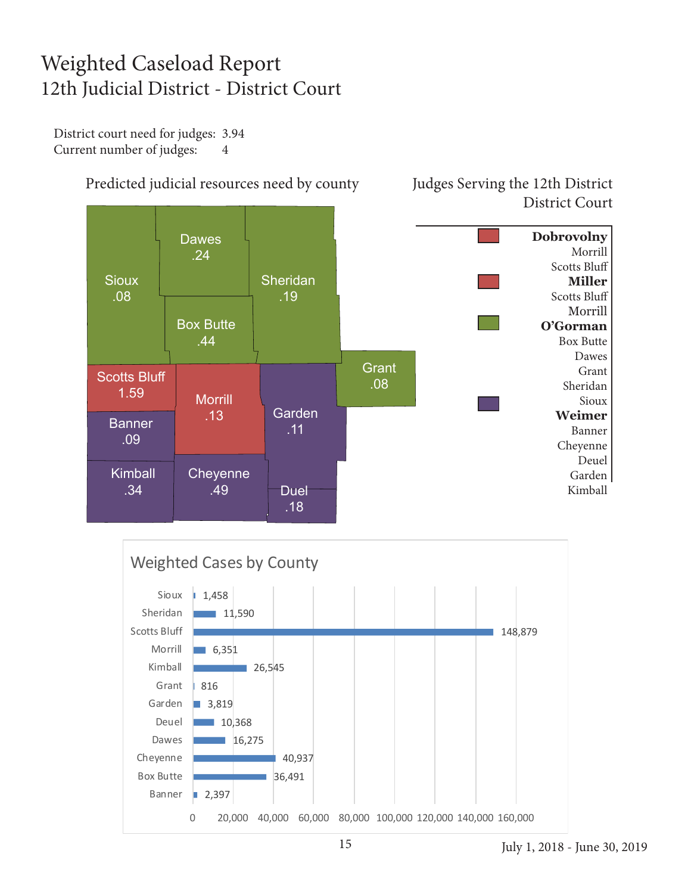# Weighted Caseload Report
## 12th Judicial District - District Court

District court need for judges: 3.94
Current number of judges: 4

Predicted judicial resources need by county

Sioux .08
Dawes .24
Sheridan .19
Box Butte .44
Scotts Bluff 1.59
Morrill .13
Garden .11
Grant .08
Banner .09
Kimball .34
Cheyenne .49
Duel .18

Judges Serving the 12th District District Court

**Dobrovolny**
Morrill
Scotts Bluff

**Miller**
Scotts Bluff
Morrill

**O'Gorman**
Box Butte
Dawes
Grant
Sheridan
Sioux

**Weimer**
Banner
Cheyenne
Deuel
Garden
Kimball

Weighted Cases by County

Sioux 1,458
Sheridan 11,590
Scotts Bluff 148,879
Morrill 6,351
Kimball 26,545
Grant 816
Garden 3,819
Deuel 10,368
Dawes 16,275
Cheyenne 40,937
Box Butte 36,491
Banner 2,397

0 20,000 40,000 60,000 80,000 100,000 120,000 140,000 160,000

July 1, 2018 - June 30, 2019